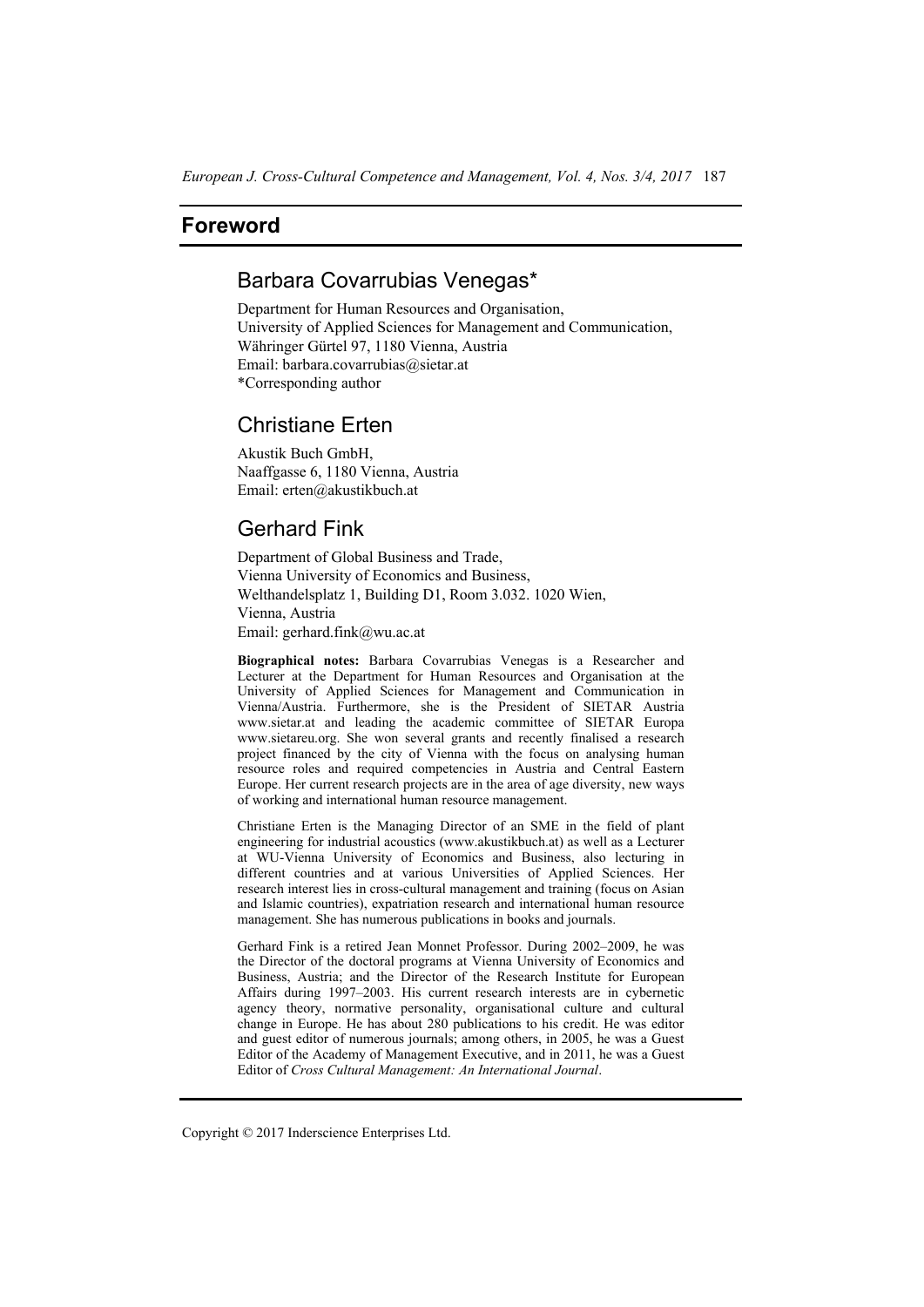# Foreword

## Barbara Covarrubias Venegas*

Department for Human Resources and Organisation,
University of Applied Sciences for Management and Communication,
Währinger Gürtel 97, 1180 Vienna, Austria
Email: barbara.covarrubias@sietar.at
*Corresponding author

## Christiane Erten

Akustik Buch GmbH,
Naaffgasse 6, 1180 Vienna, Austria
Email: erten@akustikbuch.at

## Gerhard Fink

Department of Global Business and Trade,
Vienna University of Economics and Business,
Welthandelsplatz 1, Building D1, Room 3.032. 1020 Wien,
Vienna, Austria
Email: gerhard.fink@wu.ac.at

**Biographical notes:** Barbara Covarrubias Venegas is a Researcher and Lecturer at the Department for Human Resources and Organisation at the University of Applied Sciences for Management and Communication in Vienna/Austria. Furthermore, she is the President of SIETAR Austria www.sietar.at and leading the academic committee of SIETAR Europa www.sietareu.org. She won several grants and recently finalised a research project financed by the city of Vienna with the focus on analysing human resource roles and required competencies in Austria and Central Eastern Europe. Her current research projects are in the area of age diversity, new ways of working and international human resource management.

Christiane Erten is the Managing Director of an SME in the field of plant engineering for industrial acoustics (www.akustikbuch.at) as well as a Lecturer at WU-Vienna University of Economics and Business, also lecturing in different countries and at various Universities of Applied Sciences. Her research interest lies in cross-cultural management and training (focus on Asian and Islamic countries), expatriation research and international human resource management. She has numerous publications in books and journals.

Gerhard Fink is a retired Jean Monnet Professor. During 2002–2009, he was the Director of the doctoral programs at Vienna University of Economics and Business, Austria; and the Director of the Research Institute for European Affairs during 1997–2003. His current research interests are in cybernetic agency theory, normative personality, organisational culture and cultural change in Europe. He has about 280 publications to his credit. He was editor and guest editor of numerous journals; among others, in 2005, he was a Guest Editor of the Academy of Management Executive, and in 2011, he was a Guest Editor of *Cross Cultural Management: An International Journal*.

Copyright © 2017 Inderscience Enterprises Ltd.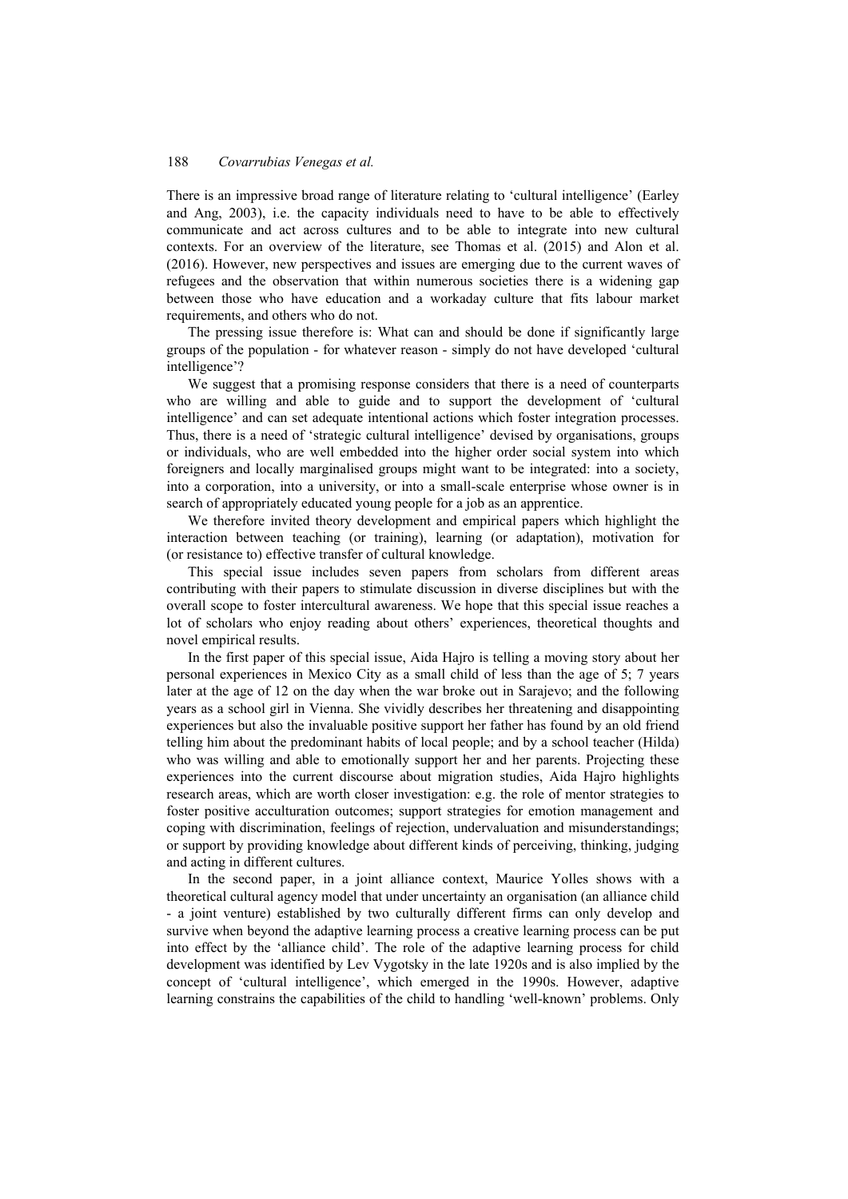There is an impressive broad range of literature relating to 'cultural intelligence' (Earley and Ang, 2003), i.e. the capacity individuals need to have to be able to effectively communicate and act across cultures and to be able to integrate into new cultural contexts. For an overview of the literature, see Thomas et al. (2015) and Alon et al. (2016). However, new perspectives and issues are emerging due to the current waves of refugees and the observation that within numerous societies there is a widening gap between those who have education and a workaday culture that fits labour market requirements, and others who do not.

The pressing issue therefore is: What can and should be done if significantly large groups of the population - for whatever reason - simply do not have developed 'cultural intelligence'?

We suggest that a promising response considers that there is a need of counterparts who are willing and able to guide and to support the development of 'cultural intelligence' and can set adequate intentional actions which foster integration processes. Thus, there is a need of 'strategic cultural intelligence' devised by organisations, groups or individuals, who are well embedded into the higher order social system into which foreigners and locally marginalised groups might want to be integrated: into a society, into a corporation, into a university, or into a small-scale enterprise whose owner is in search of appropriately educated young people for a job as an apprentice.

We therefore invited theory development and empirical papers which highlight the interaction between teaching (or training), learning (or adaptation), motivation for (or resistance to) effective transfer of cultural knowledge.

This special issue includes seven papers from scholars from different areas contributing with their papers to stimulate discussion in diverse disciplines but with the overall scope to foster intercultural awareness. We hope that this special issue reaches a lot of scholars who enjoy reading about others' experiences, theoretical thoughts and novel empirical results.

In the first paper of this special issue, Aida Hajro is telling a moving story about her personal experiences in Mexico City as a small child of less than the age of 5; 7 years later at the age of 12 on the day when the war broke out in Sarajevo; and the following years as a school girl in Vienna. She vividly describes her threatening and disappointing experiences but also the invaluable positive support her father has found by an old friend telling him about the predominant habits of local people; and by a school teacher (Hilda) who was willing and able to emotionally support her and her parents. Projecting these experiences into the current discourse about migration studies, Aida Hajro highlights research areas, which are worth closer investigation: e.g. the role of mentor strategies to foster positive acculturation outcomes; support strategies for emotion management and coping with discrimination, feelings of rejection, undervaluation and misunderstandings; or support by providing knowledge about different kinds of perceiving, thinking, judging and acting in different cultures.

In the second paper, in a joint alliance context, Maurice Yolles shows with a theoretical cultural agency model that under uncertainty an organisation (an alliance child - a joint venture) established by two culturally different firms can only develop and survive when beyond the adaptive learning process a creative learning process can be put into effect by the 'alliance child'. The role of the adaptive learning process for child development was identified by Lev Vygotsky in the late 1920s and is also implied by the concept of 'cultural intelligence', which emerged in the 1990s. However, adaptive learning constrains the capabilities of the child to handling 'well-known' problems. Only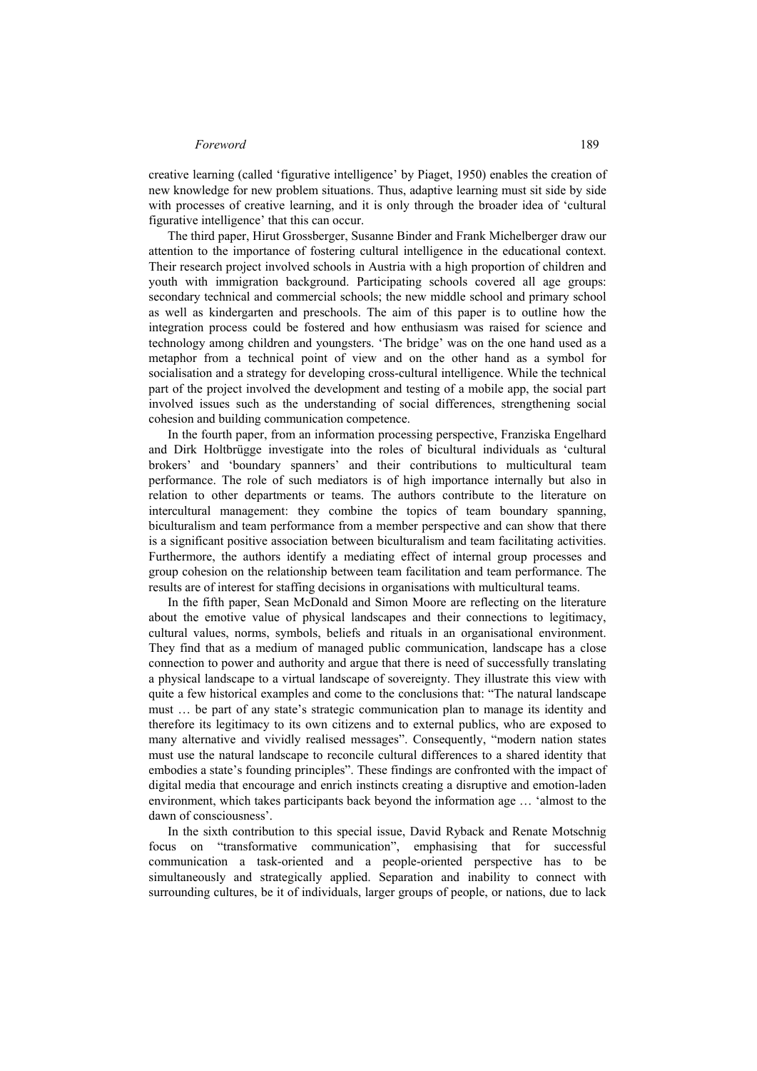creative learning (called 'figurative intelligence' by Piaget, 1950) enables the creation of new knowledge for new problem situations. Thus, adaptive learning must sit side by side with processes of creative learning, and it is only through the broader idea of 'cultural figurative intelligence' that this can occur.

The third paper, Hirut Grossberger, Susanne Binder and Frank Michelberger draw our attention to the importance of fostering cultural intelligence in the educational context. Their research project involved schools in Austria with a high proportion of children and youth with immigration background. Participating schools covered all age groups: secondary technical and commercial schools; the new middle school and primary school as well as kindergarten and preschools. The aim of this paper is to outline how the integration process could be fostered and how enthusiasm was raised for science and technology among children and youngsters. 'The bridge' was on the one hand used as a metaphor from a technical point of view and on the other hand as a symbol for socialisation and a strategy for developing cross-cultural intelligence. While the technical part of the project involved the development and testing of a mobile app, the social part involved issues such as the understanding of social differences, strengthening social cohesion and building communication competence.

In the fourth paper, from an information processing perspective, Franziska Engelhard and Dirk Holtbrügge investigate into the roles of bicultural individuals as 'cultural brokers' and 'boundary spanners' and their contributions to multicultural team performance. The role of such mediators is of high importance internally but also in relation to other departments or teams. The authors contribute to the literature on intercultural management: they combine the topics of team boundary spanning, biculturalism and team performance from a member perspective and can show that there is a significant positive association between biculturalism and team facilitating activities. Furthermore, the authors identify a mediating effect of internal group processes and group cohesion on the relationship between team facilitation and team performance. The results are of interest for staffing decisions in organisations with multicultural teams.

In the fifth paper, Sean McDonald and Simon Moore are reflecting on the literature about the emotive value of physical landscapes and their connections to legitimacy, cultural values, norms, symbols, beliefs and rituals in an organisational environment. They find that as a medium of managed public communication, landscape has a close connection to power and authority and argue that there is need of successfully translating a physical landscape to a virtual landscape of sovereignty. They illustrate this view with quite a few historical examples and come to the conclusions that: "The natural landscape must … be part of any state's strategic communication plan to manage its identity and therefore its legitimacy to its own citizens and to external publics, who are exposed to many alternative and vividly realised messages". Consequently, "modern nation states must use the natural landscape to reconcile cultural differences to a shared identity that embodies a state's founding principles". These findings are confronted with the impact of digital media that encourage and enrich instincts creating a disruptive and emotion-laden environment, which takes participants back beyond the information age … 'almost to the dawn of consciousness'.

In the sixth contribution to this special issue, David Ryback and Renate Motschnig focus on "transformative communication", emphasising that for successful communication a task-oriented and a people-oriented perspective has to be simultaneously and strategically applied. Separation and inability to connect with surrounding cultures, be it of individuals, larger groups of people, or nations, due to lack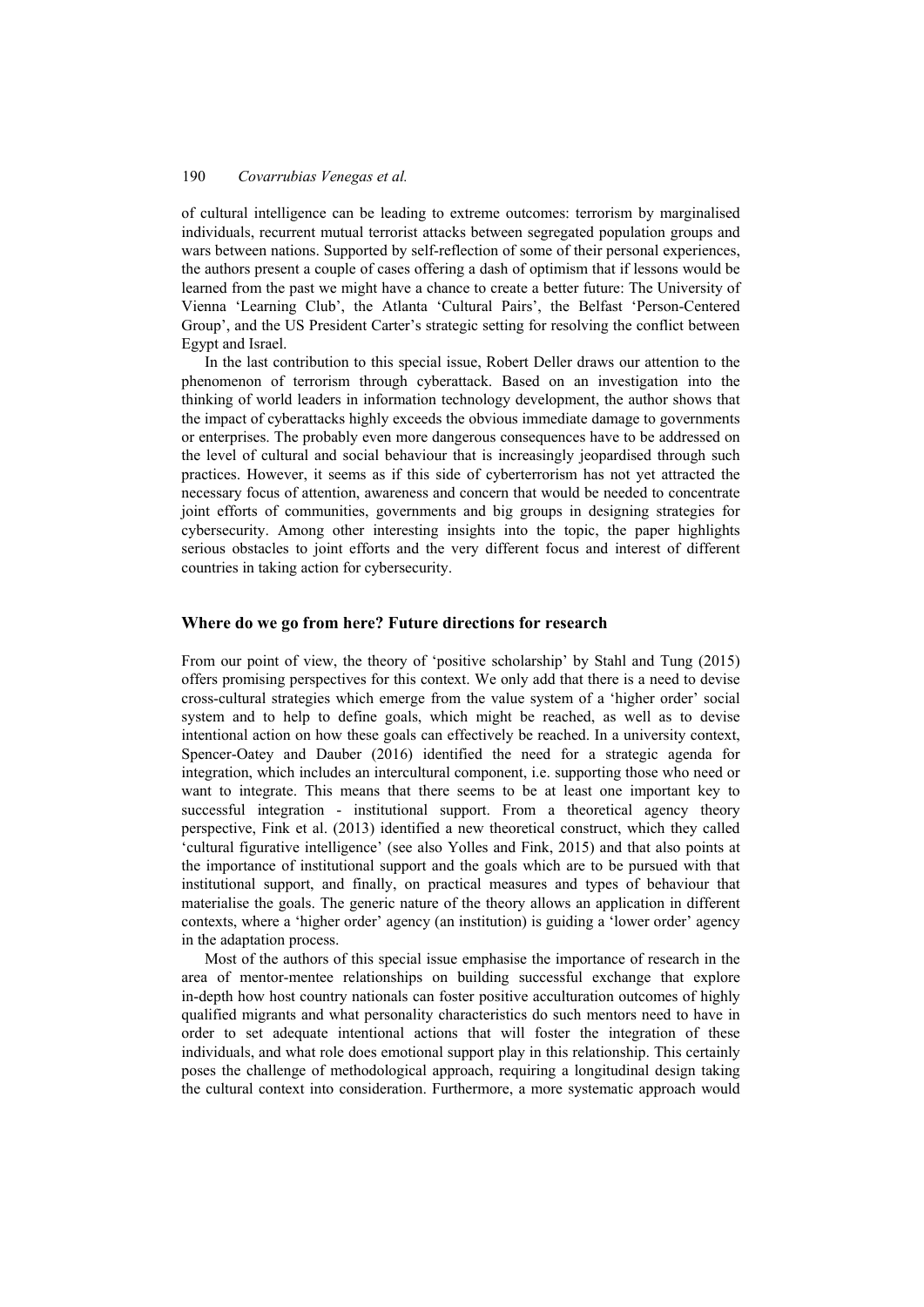of cultural intelligence can be leading to extreme outcomes: terrorism by marginalised individuals, recurrent mutual terrorist attacks between segregated population groups and wars between nations. Supported by self-reflection of some of their personal experiences, the authors present a couple of cases offering a dash of optimism that if lessons would be learned from the past we might have a chance to create a better future: The University of Vienna 'Learning Club', the Atlanta 'Cultural Pairs', the Belfast 'Person-Centered Group', and the US President Carter's strategic setting for resolving the conflict between Egypt and Israel.

In the last contribution to this special issue, Robert Deller draws our attention to the phenomenon of terrorism through cyberattack. Based on an investigation into the thinking of world leaders in information technology development, the author shows that the impact of cyberattacks highly exceeds the obvious immediate damage to governments or enterprises. The probably even more dangerous consequences have to be addressed on the level of cultural and social behaviour that is increasingly jeopardised through such practices. However, it seems as if this side of cyberterrorism has not yet attracted the necessary focus of attention, awareness and concern that would be needed to concentrate joint efforts of communities, governments and big groups in designing strategies for cybersecurity. Among other interesting insights into the topic, the paper highlights serious obstacles to joint efforts and the very different focus and interest of different countries in taking action for cybersecurity.

## Where do we go from here? Future directions for research

From our point of view, the theory of 'positive scholarship' by Stahl and Tung (2015) offers promising perspectives for this context. We only add that there is a need to devise cross-cultural strategies which emerge from the value system of a 'higher order' social system and to help to define goals, which might be reached, as well as to devise intentional action on how these goals can effectively be reached. In a university context, Spencer-Oatey and Dauber (2016) identified the need for a strategic agenda for integration, which includes an intercultural component, i.e. supporting those who need or want to integrate. This means that there seems to be at least one important key to successful integration - institutional support. From a theoretical agency theory perspective, Fink et al. (2013) identified a new theoretical construct, which they called 'cultural figurative intelligence' (see also Yolles and Fink, 2015) and that also points at the importance of institutional support and the goals which are to be pursued with that institutional support, and finally, on practical measures and types of behaviour that materialise the goals. The generic nature of the theory allows an application in different contexts, where a 'higher order' agency (an institution) is guiding a 'lower order' agency in the adaptation process.

Most of the authors of this special issue emphasise the importance of research in the area of mentor-mentee relationships on building successful exchange that explore in-depth how host country nationals can foster positive acculturation outcomes of highly qualified migrants and what personality characteristics do such mentors need to have in order to set adequate intentional actions that will foster the integration of these individuals, and what role does emotional support play in this relationship. This certainly poses the challenge of methodological approach, requiring a longitudinal design taking the cultural context into consideration. Furthermore, a more systematic approach would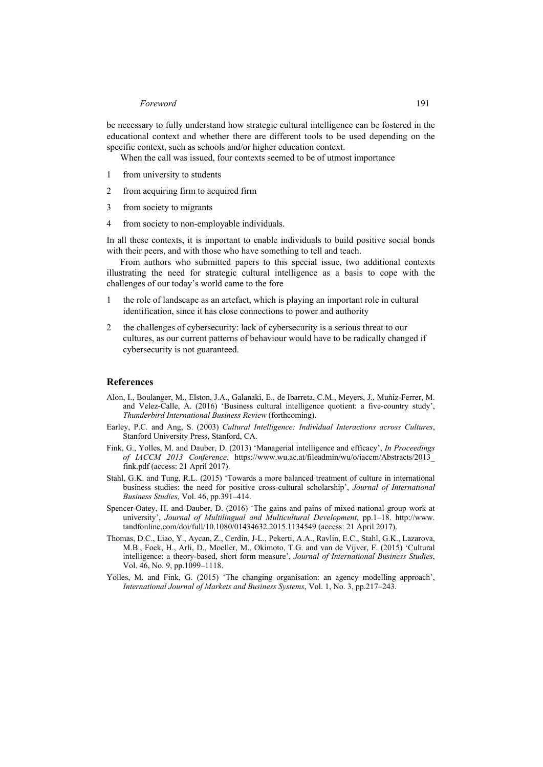be necessary to fully understand how strategic cultural intelligence can be fostered in the educational context and whether there are different tools to be used depending on the specific context, such as schools and/or higher education context.

When the call was issued, four contexts seemed to be of utmost importance

1 from university to students
2 from acquiring firm to acquired firm
3 from society to migrants
4 from society to non-employable individuals.

In all these contexts, it is important to enable individuals to build positive social bonds with their peers, and with those who have something to tell and teach.

From authors who submitted papers to this special issue, two additional contexts illustrating the need for strategic cultural intelligence as a basis to cope with the challenges of our today's world came to the fore

1 the role of landscape as an artefact, which is playing an important role in cultural identification, since it has close connections to power and authority
2 the challenges of cybersecurity: lack of cybersecurity is a serious threat to our cultures, as our current patterns of behaviour would have to be radically changed if cybersecurity is not guaranteed.

## References

Alon, I., Boulanger, M., Elston, J.A., Galanaki, E., de Ibarreta, C.M., Meyers, J., Muñiz-Ferrer, M. and Velez-Calle, A. (2016) 'Business cultural intelligence quotient: a five-country study', *Thunderbird International Business Review* (forthcoming).

Earley, P.C. and Ang, S. (2003) *Cultural Intelligence: Individual Interactions across Cultures*, Stanford University Press, Stanford, CA.

Fink, G., Yolles, M. and Dauber, D. (2013) 'Managerial intelligence and efficacy', *In Proceedings of IACCM 2013 Conference*. https://www.wu.ac.at/fileadmin/wu/o/iaccm/Abstracts/2013_fink.pdf (access: 21 April 2017).

Stahl, G.K. and Tung, R.L. (2015) 'Towards a more balanced treatment of culture in international business studies: the need for positive cross-cultural scholarship', *Journal of International Business Studies*, Vol. 46, pp.391–414.

Spencer-Oatey, H. and Dauber, D. (2016) 'The gains and pains of mixed national group work at university', *Journal of Multilingual and Multicultural Development*, pp.1–18. http://www.tandfonline.com/doi/full/10.1080/01434632.2015.1134549 (access: 21 April 2017).

Thomas, D.C., Liao, Y., Aycan, Z., Cerdin, J-L., Pekerti, A.A., Ravlin, E.C., Stahl, G.K., Lazarova, M.B., Fock, H., Arli, D., Moeller, M., Okimoto, T.G. and van de Vijver, F. (2015) 'Cultural intelligence: a theory-based, short form measure', *Journal of International Business Studies*, Vol. 46, No. 9, pp.1099–1118.

Yolles, M. and Fink, G. (2015) 'The changing organisation: an agency modelling approach', *International Journal of Markets and Business Systems*, Vol. 1, No. 3, pp.217–243.